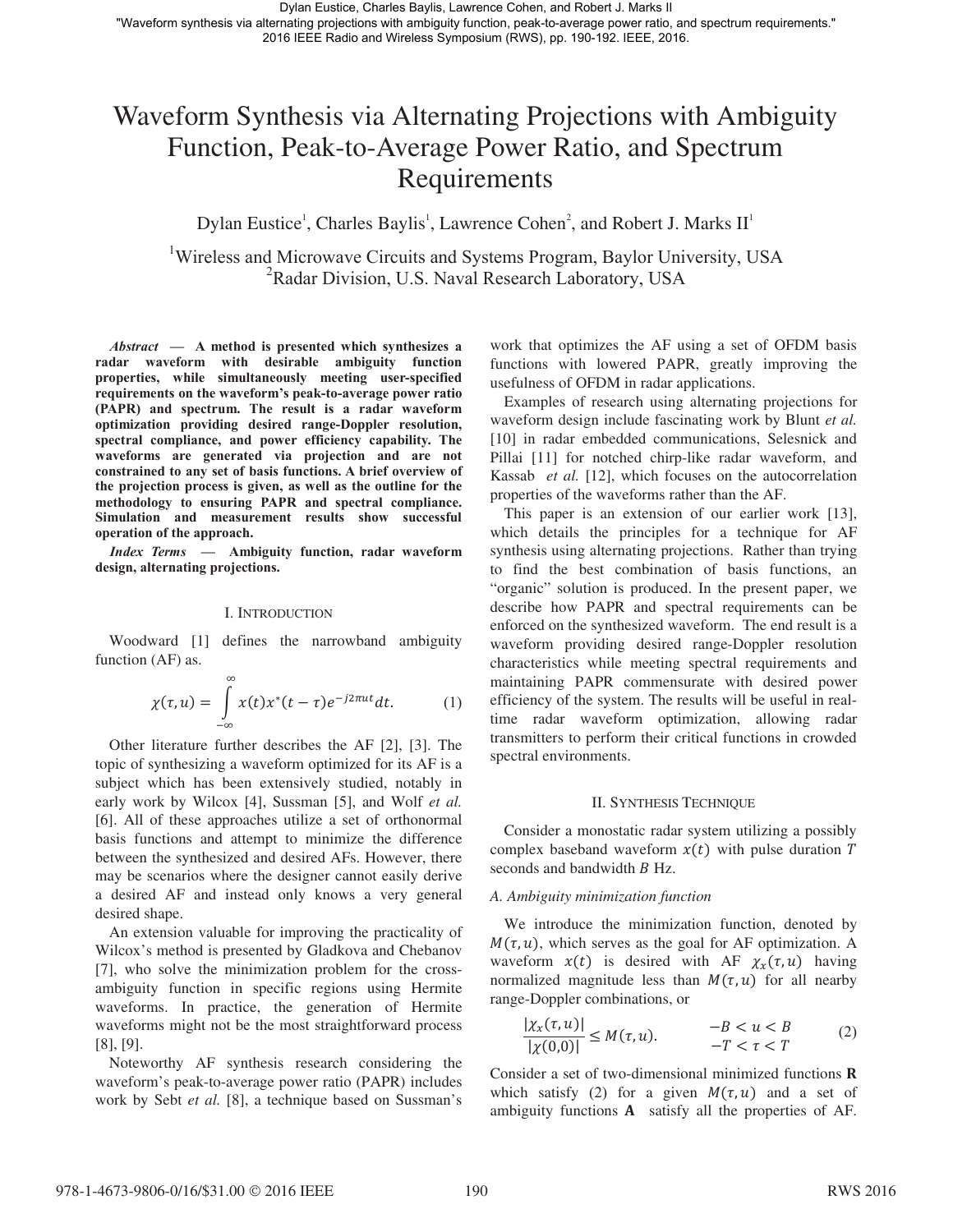Dylan Eustice, Charles Baylis, Lawrence Cohen, and Robert J. Marks II
"Waveform synthesis via alternating projections with ambiguity function, peak-to-average power ratio, and spectrum requirements." 2016 IEEE Radio and Wireless Symposium (RWS), pp. 190-192. IEEE, 2016.

# Waveform Synthesis via Alternating Projections with Ambiguity Function, Peak-to-Average Power Ratio, and Spectrum Requirements

Dylan Eustice[1], Charles Baylis[1], Lawrence Cohen[2], and Robert J. Marks II[1]

[1]Wireless and Microwave Circuits and Systems Program, Baylor University, USA
[2]Radar Division, U.S. Naval Research Laboratory, USA

***Abstract* — A method is presented which synthesizes a radar waveform with desirable ambiguity function properties, while simultaneously meeting user-specified requirements on the waveform's peak-to-average power ratio (PAPR) and spectrum. The result is a radar waveform optimization providing desired range-Doppler resolution, spectral compliance, and power efficiency capability. The waveforms are generated via projection and are not constrained to any set of basis functions. A brief overview of the projection process is given, as well as the outline for the methodology to ensuring PAPR and spectral compliance. Simulation and measurement results show successful operation of the approach.**

***Index Terms* — Ambiguity function, radar waveform design, alternating projections.**

## I. Introduction

Woodward [1] defines the narrowband ambiguity function (AF) as.

$$\chi(\tau, u) = \int_{-\infty}^{\infty} x(t)x^*(t-\tau)e^{-j2\pi ut}dt. \tag{1}$$

Other literature further describes the AF [2], [3]. The topic of synthesizing a waveform optimized for its AF is a subject which has been extensively studied, notably in early work by Wilcox [4], Sussman [5], and Wolf *et al.* [6]. All of these approaches utilize a set of orthonormal basis functions and attempt to minimize the difference between the synthesized and desired AFs. However, there may be scenarios where the designer cannot easily derive a desired AF and instead only knows a very general desired shape.

An extension valuable for improving the practicality of Wilcox's method is presented by Gladkova and Chebanov [7], who solve the minimization problem for the cross-ambiguity function in specific regions using Hermite waveforms. In practice, the generation of Hermite waveforms might not be the most straightforward process [8], [9].

Noteworthy AF synthesis research considering the waveform's peak-to-average power ratio (PAPR) includes work by Sebt *et al.* [8], a technique based on Sussman's work that optimizes the AF using a set of OFDM basis functions with lowered PAPR, greatly improving the usefulness of OFDM in radar applications.

Examples of research using alternating projections for waveform design include fascinating work by Blunt *et al.* [10] in radar embedded communications, Selesnick and Pillai [11] for notched chirp-like radar waveform, and Kassab *et al.* [12], which focuses on the autocorrelation properties of the waveforms rather than the AF.

This paper is an extension of our earlier work [13], which details the principles for a technique for AF synthesis using alternating projections. Rather than trying to find the best combination of basis functions, an "organic" solution is produced. In the present paper, we describe how PAPR and spectral requirements can be enforced on the synthesized waveform. The end result is a waveform providing desired range-Doppler resolution characteristics while meeting spectral requirements and maintaining PAPR commensurate with desired power efficiency of the system. The results will be useful in real-time radar waveform optimization, allowing radar transmitters to perform their critical functions in crowded spectral environments.

## II. Synthesis Technique

Consider a monostatic radar system utilizing a possibly complex baseband waveform $x(t)$ with pulse duration $T$ seconds and bandwidth $B$ Hz.

### A. Ambiguity minimization function

We introduce the minimization function, denoted by $M(\tau, u)$, which serves as the goal for AF optimization. A waveform $x(t)$ is desired with AF $\chi_x(\tau, u)$ having normalized magnitude less than $M(\tau, u)$ for all nearby range-Doppler combinations, or

$$\frac{|\chi_x(\tau, u)|}{|\chi(0,0)|} \leq M(\tau, u). \qquad \begin{matrix} -B < u < B \\ -T < \tau < T \end{matrix} \tag{2}$$

Consider a set of two-dimensional minimized functions **R** which satisfy (2) for a given $M(\tau, u)$ and a set of ambiguity functions **A** satisfy all the properties of AF.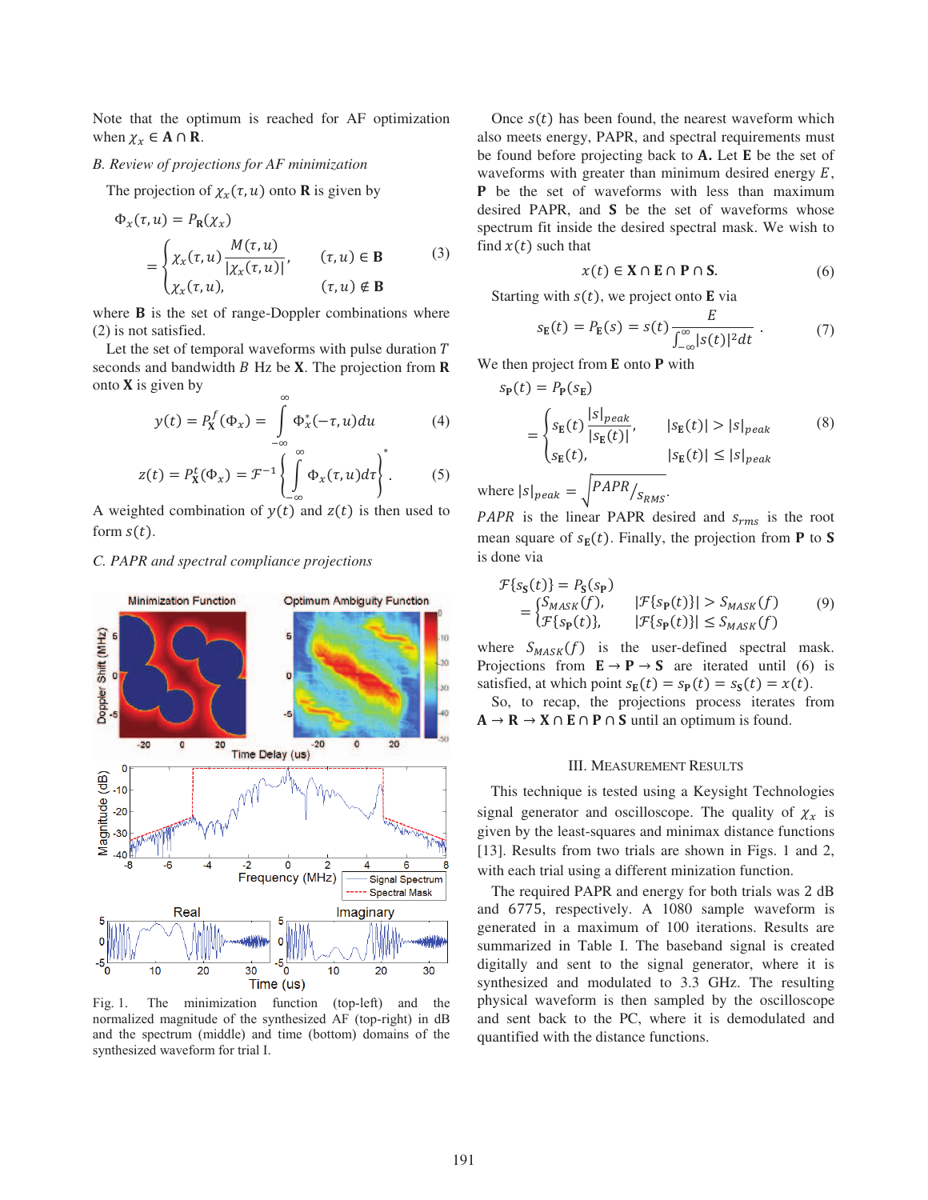Note that the optimum is reached for AF optimization when $\chi_x \in \mathbf{A} \cap \mathbf{R}$.

### B. Review of projections for AF minimization

The projection of $\chi_x(\tau, u)$ onto $\mathbf{R}$ is given by

$$\Phi_x(\tau, u) = P_{\mathbf{R}}(\chi_x)$$
$$= \begin{cases} \chi_x(\tau, u)\dfrac{M(\tau, u)}{|\chi_x(\tau, u)|}, & (\tau, u) \in \mathbf{B} \\ \chi_x(\tau, u), & (\tau, u) \notin \mathbf{B} \end{cases} \tag{3}$$

where $\mathbf{B}$ is the set of range-Doppler combinations where (2) is not satisfied.

Let the set of temporal waveforms with pulse duration $T$ seconds and bandwidth $B$ Hz be $\mathbf{X}$. The projection from $\mathbf{R}$ onto $\mathbf{X}$ is given by

$$y(t) = P_{\mathbf{X}}^{f}(\Phi_x) = \int_{-\infty}^{\infty} \Phi_x^*(-\tau, u)du \tag{4}$$

$$z(t) = P_{\mathbf{X}}^{t}(\Phi_x) = \mathcal{F}^{-1}\left\{\int_{-\infty}^{\infty} \Phi_x(\tau, u)d\tau\right\}^*. \tag{5}$$

A weighted combination of $y(t)$ and $z(t)$ is then used to form $s(t)$.

### C. PAPR and spectral compliance projections

Fig. 1. The minimization function (top-left) and the normalized magnitude of the synthesized AF (top-right) in dB and the spectrum (middle) and time (bottom) domains of the synthesized waveform for trial I.

Once $s(t)$ has been found, the nearest waveform which also meets energy, PAPR, and spectral requirements must be found before projecting back to $\mathbf{A}$. Let $\mathbf{E}$ be the set of waveforms with greater than minimum desired energy $E$, $\mathbf{P}$ be the set of waveforms with less than maximum desired PAPR, and $\mathbf{S}$ be the set of waveforms whose spectrum fit inside the desired spectral mask. We wish to find $x(t)$ such that

$$x(t) \in \mathbf{X} \cap \mathbf{E} \cap \mathbf{P} \cap \mathbf{S}. \tag{6}$$

Starting with $s(t)$, we project onto $\mathbf{E}$ via

$$s_{\mathbf{E}}(t) = P_{\mathbf{E}}(s) = s(t)\frac{E}{\int_{-\infty}^{\infty}|s(t)|^2 dt}. \tag{7}$$

We then project from $\mathbf{E}$ onto $\mathbf{P}$ with

$$s_{\mathbf{P}}(t) = P_{\mathbf{P}}(s_{\mathbf{E}})$$
$$= \begin{cases} s_{\mathbf{E}}(t)\dfrac{|s|_{peak}}{|s_{\mathbf{E}}(t)|}, & |s_{\mathbf{E}}(t)| > |s|_{peak} \\ s_{\mathbf{E}}(t), & |s_{\mathbf{E}}(t)| \leq |s|_{peak} \end{cases} \tag{8}$$

where $|s|_{peak} = \sqrt{PAPR/s_{RMS}}$.

$PAPR$ is the linear PAPR desired and $s_{rms}$ is the root mean square of $s_{\mathbf{E}}(t)$. Finally, the projection from $\mathbf{P}$ to $\mathbf{S}$ is done via

$$\mathcal{F}\{s_{\mathbf{S}}(t)\} = P_{\mathbf{S}}(s_{\mathbf{P}})$$
$$= \begin{cases} S_{MASK}(f), & |\mathcal{F}\{s_{\mathbf{P}}(t)\}| > S_{MASK}(f) \\ \mathcal{F}\{s_{\mathbf{P}}(t)\}, & |\mathcal{F}\{s_{\mathbf{P}}(t)\}| \leq S_{MASK}(f) \end{cases} \tag{9}$$

where $S_{MASK}(f)$ is the user-defined spectral mask. Projections from $\mathbf{E} \rightarrow \mathbf{P} \rightarrow \mathbf{S}$ are iterated until (6) is satisfied, at which point $s_{\mathbf{E}}(t) = s_{\mathbf{P}}(t) = s_{\mathbf{S}}(t) = x(t)$.

So, to recap, the projections process iterates from $\mathbf{A} \rightarrow \mathbf{R} \rightarrow \mathbf{X} \cap \mathbf{E} \cap \mathbf{P} \cap \mathbf{S}$ until an optimum is found.

## III. Measurement Results

This technique is tested using a Keysight Technologies signal generator and oscilloscope. The quality of $\chi_x$ is given by the least-squares and minimax distance functions [13]. Results from two trials are shown in Figs. 1 and 2, with each trial using a different minization function.

The required PAPR and energy for both trials was 2 dB and 6775, respectively. A 1080 sample waveform is generated in a maximum of 100 iterations. Results are summarized in Table I. The baseband signal is created digitally and sent to the signal generator, where it is synthesized and modulated to 3.3 GHz. The resulting physical waveform is then sampled by the oscilloscope and sent back to the PC, where it is demodulated and quantified with the distance functions.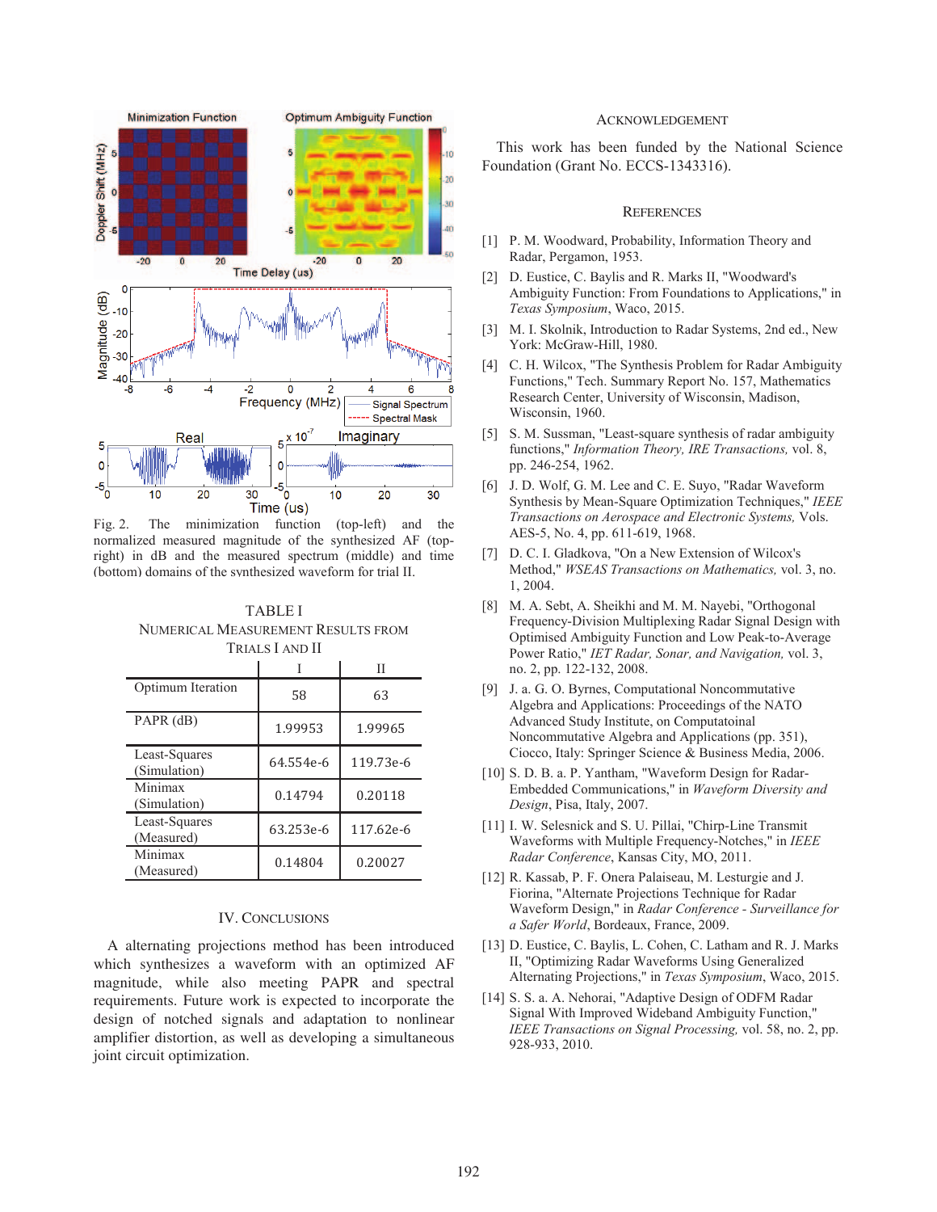Minimization Function

Optimum Ambiguity Function

Doppler Shift (MHz)

5

0

-5

-20 0 20

Time Delay (us)

-20 0 20

0

-10

-20

-30

-40

-50

Magnitude (dB)

0

-10

-20

-30

-40

-8 -6 -4 -2 0 2 4 6 8

Frequency (MHz)

Signal Spectrum

Spectral Mask

Real

Imaginary

x 10^-7

5

0

-5

0 10 20 30

Time (us)

Fig. 2. The minimization function (top-left) and the normalized measured magnitude of the synthesized AF (top-right) in dB and the measured spectrum (middle) and time (bottom) domains of the synthesized waveform for trial II.

TABLE I
NUMERICAL MEASUREMENT RESULTS FROM TRIALS I AND II

| | I | II |
|---|---|---|
| Optimum Iteration | 58 | 63 |
| PAPR (dB) | 1.99953 | 1.99965 |
| Least-Squares (Simulation) | 64.554e-6 | 119.73e-6 |
| Minimax (Simulation) | 0.14794 | 0.20118 |
| Least-Squares (Measured) | 63.253e-6 | 117.62e-6 |
| Minimax (Measured) | 0.14804 | 0.20027 |

## IV. CONCLUSIONS

A alternating projections method has been introduced which synthesizes a waveform with an optimized AF magnitude, while also meeting PAPR and spectral requirements. Future work is expected to incorporate the design of notched signals and adaptation to nonlinear amplifier distortion, as well as developing a simultaneous joint circuit optimization.

## ACKNOWLEDGEMENT

This work has been funded by the National Science Foundation (Grant No. ECCS-1343316).

## REFERENCES

[1] P. M. Woodward, Probability, Information Theory and Radar, Pergamon, 1953.

[2] D. Eustice, C. Baylis and R. Marks II, "Woodward's Ambiguity Function: From Foundations to Applications," in *Texas Symposium*, Waco, 2015.

[3] M. I. Skolnik, Introduction to Radar Systems, 2nd ed., New York: McGraw-Hill, 1980.

[4] C. H. Wilcox, "The Synthesis Problem for Radar Ambiguity Functions," Tech. Summary Report No. 157, Mathematics Research Center, University of Wisconsin, Madison, Wisconsin, 1960.

[5] S. M. Sussman, "Least-square synthesis of radar ambiguity functions," *Information Theory, IRE Transactions,* vol. 8, pp. 246-254, 1962.

[6] J. D. Wolf, G. M. Lee and C. E. Suyo, "Radar Waveform Synthesis by Mean-Square Optimization Techniques," *IEEE Transactions on Aerospace and Electronic Systems,* Vols. AES-5, No. 4, pp. 611-619, 1968.

[7] D. C. I. Gladkova, "On a New Extension of Wilcox's Method," *WSEAS Transactions on Mathematics,* vol. 3, no. 1, 2004.

[8] M. A. Sebt, A. Sheikhi and M. M. Nayebi, "Orthogonal Frequency-Division Multiplexing Radar Signal Design with Optimised Ambiguity Function and Low Peak-to-Average Power Ratio," *IET Radar, Sonar, and Navigation,* vol. 3, no. 2, pp. 122-132, 2008.

[9] J. a. G. O. Byrnes, Computational Noncommutative Algebra and Applications: Proceedings of the NATO Advanced Study Institute, on Computatoinal Noncommutative Algebra and Applications (pp. 351), Ciocco, Italy: Springer Science & Business Media, 2006.

[10] S. D. B. a. P. Yantham, "Waveform Design for Radar-Embedded Communications," in *Waveform Diversity and Design*, Pisa, Italy, 2007.

[11] I. W. Selesnick and S. U. Pillai, "Chirp-Line Transmit Waveforms with Multiple Frequency-Notches," in *IEEE Radar Conference*, Kansas City, MO, 2011.

[12] R. Kassab, P. F. Onera Palaiseau, M. Lesturgie and J. Fiorina, "Alternate Projections Technique for Radar Waveform Design," in *Radar Conference - Surveillance for a Safer World*, Bordeaux, France, 2009.

[13] D. Eustice, C. Baylis, L. Cohen, C. Latham and R. J. Marks II, "Optimizing Radar Waveforms Using Generalized Alternating Projections," in *Texas Symposium*, Waco, 2015.

[14] S. S. a. A. Nehorai, "Adaptive Design of ODFM Radar Signal With Improved Wideband Ambiguity Function," *IEEE Transactions on Signal Processing,* vol. 58, no. 2, pp. 928-933, 2010.